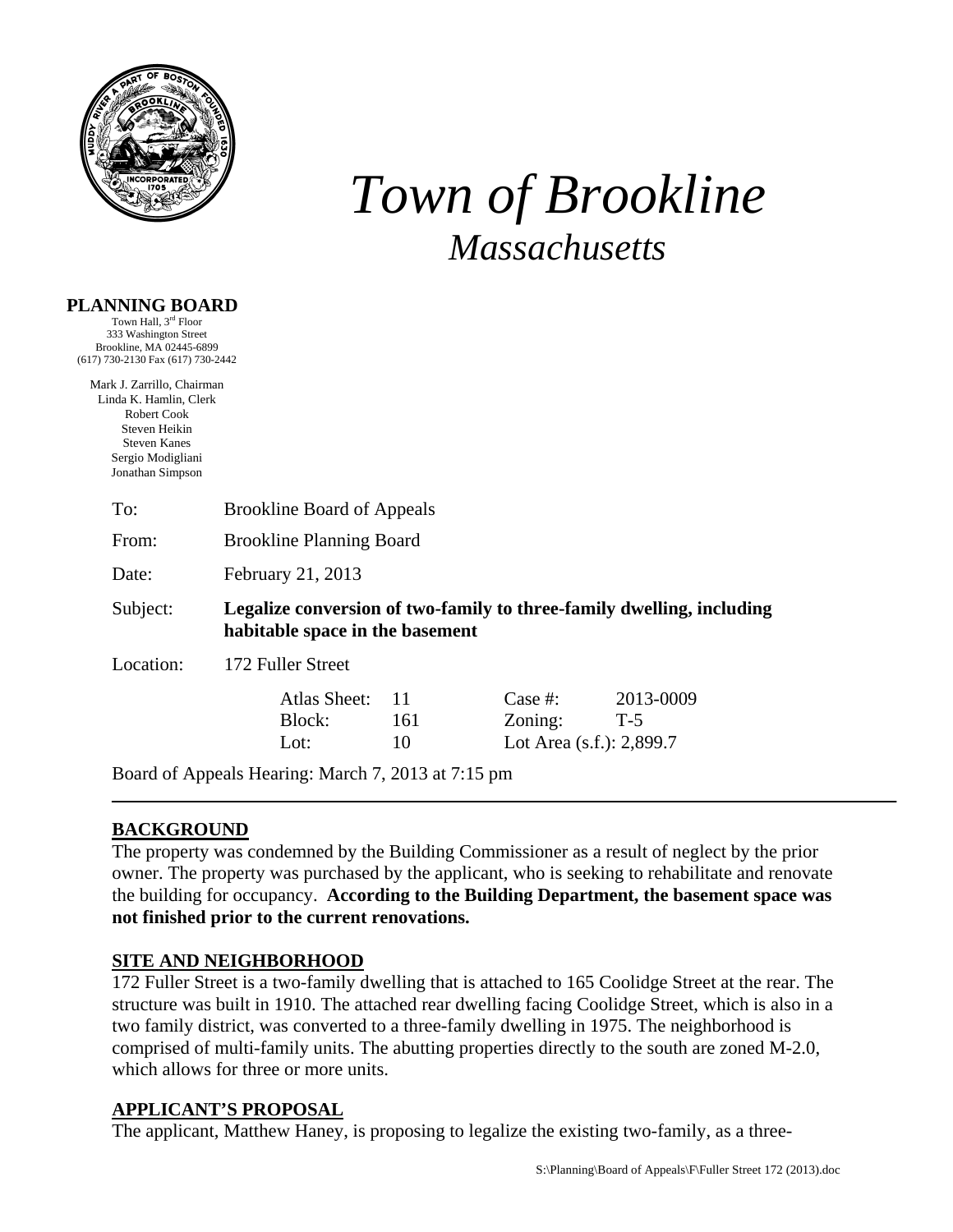# *Town of Brookline*
## *Massachusetts*

**PLANNING BOARD**
Town Hall, 3rd Floor
333 Washington Street
Brookline, MA 02445-6899
(617) 730-2130 Fax (617) 730-2442

Mark J. Zarrillo, Chairman
Linda K. Hamlin, Clerk
Robert Cook
Steven Heikin
Steven Kanes
Sergio Modigliani
Jonathan Simpson

To: Brookline Board of Appeals

From: Brookline Planning Board

Date: February 21, 2013

Subject: **Legalize conversion of two-family to three-family dwelling, including habitable space in the basement**

Location: 172 Fuller Street

| | | | |
|---|---|---|---|
| Atlas Sheet: | 11 | Case #: | 2013-0009 |
| Block: | 161 | Zoning: | T-5 |
| Lot: | 10 | Lot Area (s.f.): 2,899.7 | |

Board of Appeals Hearing: March 7, 2013 at 7:15 pm

---

## BACKGROUND

The property was condemned by the Building Commissioner as a result of neglect by the prior owner. The property was purchased by the applicant, who is seeking to rehabilitate and renovate the building for occupancy. **According to the Building Department, the basement space was not finished prior to the current renovations.**

## SITE AND NEIGHBORHOOD

172 Fuller Street is a two-family dwelling that is attached to 165 Coolidge Street at the rear. The structure was built in 1910. The attached rear dwelling facing Coolidge Street, which is also in a two family district, was converted to a three-family dwelling in 1975. The neighborhood is comprised of multi-family units. The abutting properties directly to the south are zoned M-2.0, which allows for three or more units.

## APPLICANT'S PROPOSAL

The applicant, Matthew Haney, is proposing to legalize the existing two-family, as a three-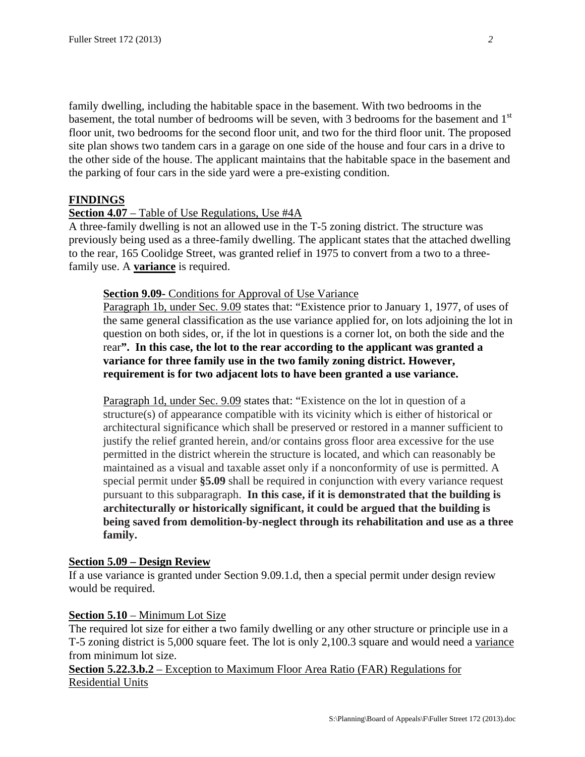family dwelling, including the habitable space in the basement. With two bedrooms in the basement, the total number of bedrooms will be seven, with 3 bedrooms for the basement and 1st floor unit, two bedrooms for the second floor unit, and two for the third floor unit. The proposed site plan shows two tandem cars in a garage on one side of the house and four cars in a drive to the other side of the house. The applicant maintains that the habitable space in the basement and the parking of four cars in the side yard were a pre-existing condition.

## FINDINGS

**Section 4.07** – Table of Use Regulations, Use #4A

A three-family dwelling is not an allowed use in the T-5 zoning district. The structure was previously being used as a three-family dwelling. The applicant states that the attached dwelling to the rear, 165 Coolidge Street, was granted relief in 1975 to convert from a two to a three-family use. A **variance** is required.

> **Section 9.09**- Conditions for Approval of Use Variance
>
> Paragraph 1b, under Sec. 9.09 states that: "Existence prior to January 1, 1977, of uses of the same general classification as the use variance applied for, on lots adjoining the lot in question on both sides, or, if the lot in questions is a corner lot, on both the side and the rear**". In this case, the lot to the rear according to the applicant was granted a variance for three family use in the two family zoning district. However, requirement is for two adjacent lots to have been granted a use variance.**
>
> Paragraph 1d, under Sec. 9.09 states that: "Existence on the lot in question of a structure(s) of appearance compatible with its vicinity which is either of historical or architectural significance which shall be preserved or restored in a manner sufficient to justify the relief granted herein, and/or contains gross floor area excessive for the use permitted in the district wherein the structure is located, and which can reasonably be maintained as a visual and taxable asset only if a nonconformity of use is permitted. A special permit under **§5.09** shall be required in conjunction with every variance request pursuant to this subparagraph. **In this case, if it is demonstrated that the building is architecturally or historically significant, it could be argued that the building is being saved from demolition-by-neglect through its rehabilitation and use as a three family.**

**Section 5.09 – Design Review**

If a use variance is granted under Section 9.09.1.d, then a special permit under design review would be required.

**Section 5.10** – Minimum Lot Size

The required lot size for either a two family dwelling or any other structure or principle use in a T-5 zoning district is 5,000 square feet. The lot is only 2,100.3 square and would need a variance from minimum lot size.

**Section 5.22.3.b.2** – Exception to Maximum Floor Area Ratio (FAR) Regulations for Residential Units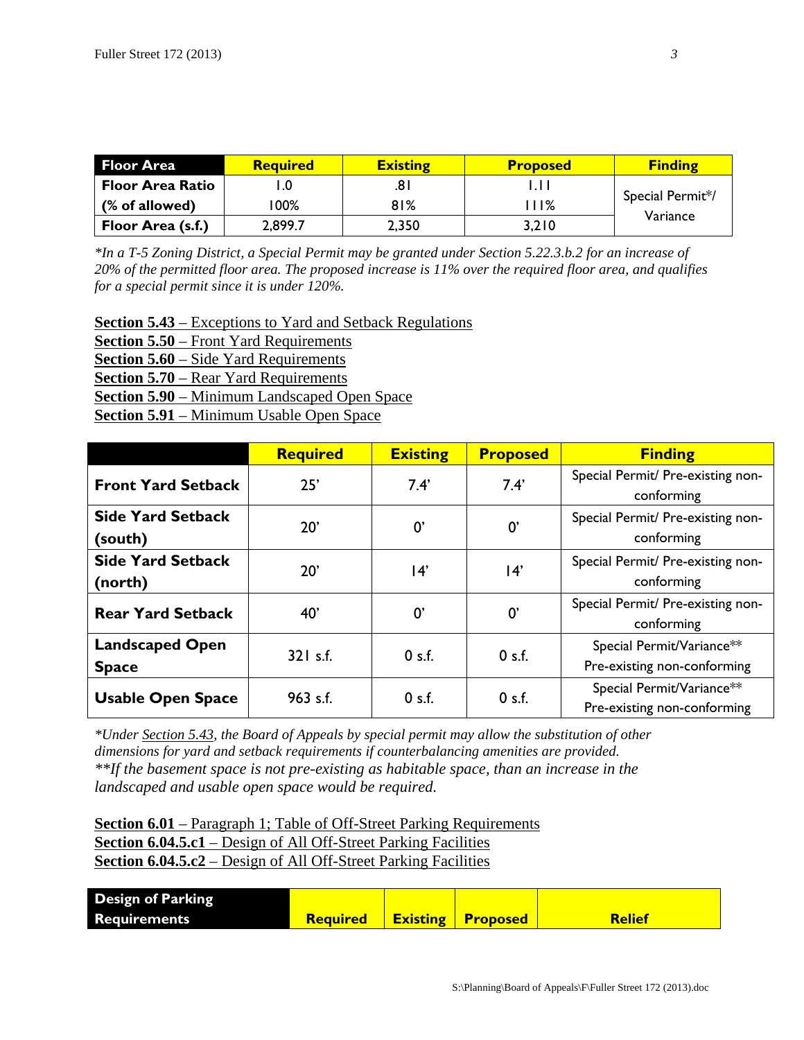| Floor Area | Required | Existing | Proposed | Finding |
|---|---|---|---|---|
| Floor Area Ratio | 1.0 | .81 | 1.11 | Special Permit*/ Variance |
| (% of allowed) | 100% | 81% | 111% | |
| Floor Area (s.f.) | 2,899.7 | 2,350 | 3,210 | |

*\*In a T-5 Zoning District, a Special Permit may be granted under Section 5.22.3.b.2 for an increase of 20% of the permitted floor area. The proposed increase is 11% over the required floor area, and qualifies for a special permit since it is under 120%.*

**Section 5.43** – Exceptions to Yard and Setback Regulations
**Section 5.50** – Front Yard Requirements
**Section 5.60** – Side Yard Requirements
**Section 5.70** – Rear Yard Requirements
**Section 5.90** – Minimum Landscaped Open Space
**Section 5.91** – Minimum Usable Open Space

| | Required | Existing | Proposed | Finding |
|---|---|---|---|---|
| Front Yard Setback | 25' | 7.4' | 7.4' | Special Permit/ Pre-existing non-conforming |
| Side Yard Setback (south) | 20' | 0' | 0' | Special Permit/ Pre-existing non-conforming |
| Side Yard Setback (north) | 20' | 14' | 14' | Special Permit/ Pre-existing non-conforming |
| Rear Yard Setback | 40' | 0' | 0' | Special Permit/ Pre-existing non-conforming |
| Landscaped Open Space | 321 s.f. | 0 s.f. | 0 s.f. | Special Permit/Variance** Pre-existing non-conforming |
| Usable Open Space | 963 s.f. | 0 s.f. | 0 s.f. | Special Permit/Variance** Pre-existing non-conforming |

*\*Under Section 5.43, the Board of Appeals by special permit may allow the substitution of other dimensions for yard and setback requirements if counterbalancing amenities are provided.*
*\*\*If the basement space is not pre-existing as habitable space, than an increase in the landscaped and usable open space would be required.*

**Section 6.01** – Paragraph 1; Table of Off-Street Parking Requirements
**Section 6.04.5.c1** – Design of All Off-Street Parking Facilities
**Section 6.04.5.c2** – Design of All Off-Street Parking Facilities

| Design of Parking Requirements | Required | Existing | Proposed | Relief |
|---|---|---|---|---|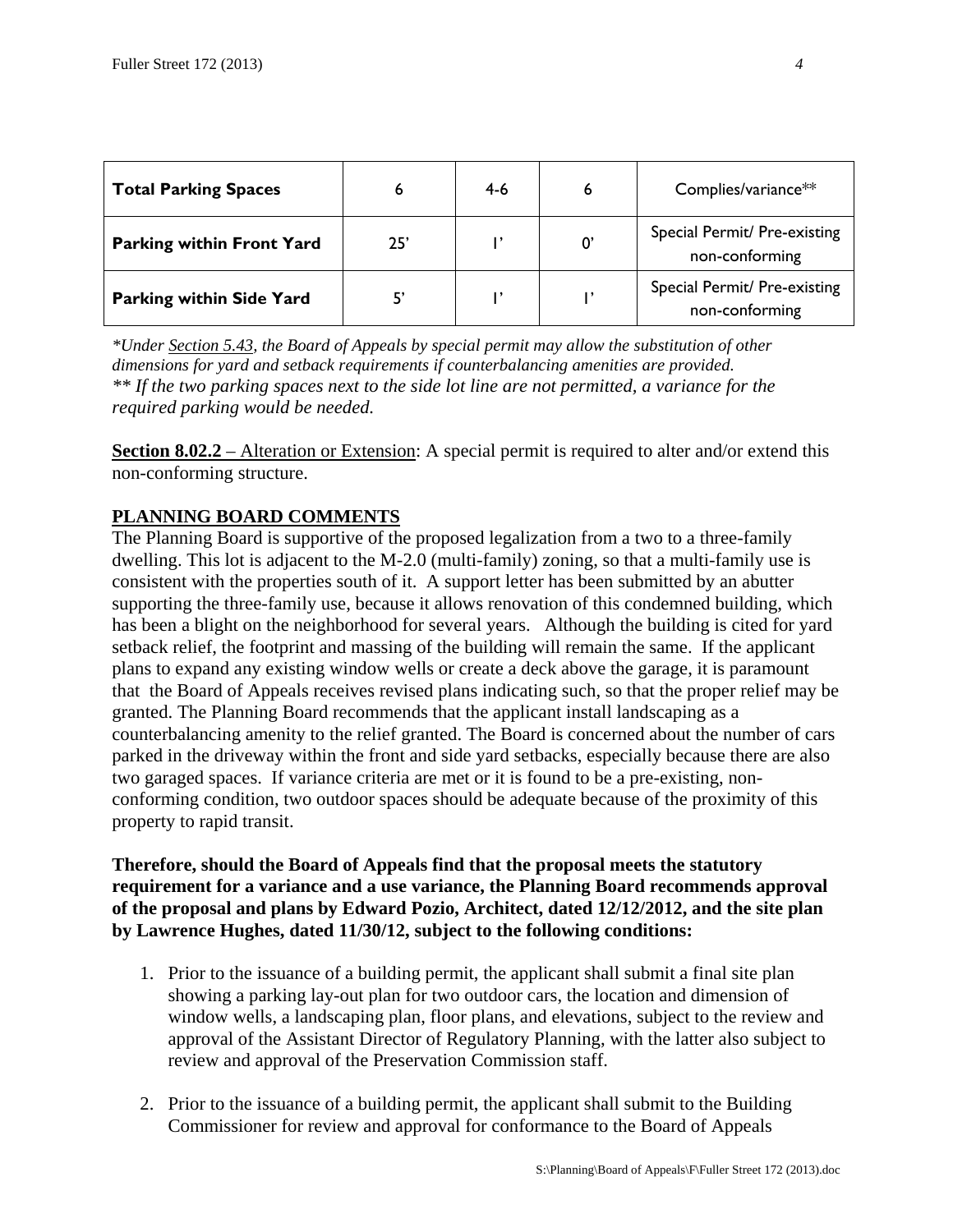| Total Parking Spaces | 6 | 4-6 | 6 | Complies/variance** |
|---|---|---|---|---|
| Parking within Front Yard | 25' | 1' | 0' | Special Permit/ Pre-existing non-conforming |
| Parking within Side Yard | 5' | 1' | 1' | Special Permit/ Pre-existing non-conforming |

*\*Under Section 5.43, the Board of Appeals by special permit may allow the substitution of other dimensions for yard and setback requirements if counterbalancing amenities are provided.*
*\*\* If the two parking spaces next to the side lot line are not permitted, a variance for the required parking would be needed.*

**Section 8.02.2** – Alteration or Extension: A special permit is required to alter and/or extend this non-conforming structure.

## PLANNING BOARD COMMENTS

The Planning Board is supportive of the proposed legalization from a two to a three-family dwelling. This lot is adjacent to the M-2.0 (multi-family) zoning, so that a multi-family use is consistent with the properties south of it. A support letter has been submitted by an abutter supporting the three-family use, because it allows renovation of this condemned building, which has been a blight on the neighborhood for several years. Although the building is cited for yard setback relief, the footprint and massing of the building will remain the same. If the applicant plans to expand any existing window wells or create a deck above the garage, it is paramount that the Board of Appeals receives revised plans indicating such, so that the proper relief may be granted. The Planning Board recommends that the applicant install landscaping as a counterbalancing amenity to the relief granted. The Board is concerned about the number of cars parked in the driveway within the front and side yard setbacks, especially because there are also two garaged spaces. If variance criteria are met or it is found to be a pre-existing, non-conforming condition, two outdoor spaces should be adequate because of the proximity of this property to rapid transit.

**Therefore, should the Board of Appeals find that the proposal meets the statutory requirement for a variance and a use variance, the Planning Board recommends approval of the proposal and plans by Edward Pozio, Architect, dated 12/12/2012, and the site plan by Lawrence Hughes, dated 11/30/12, subject to the following conditions:**

1. Prior to the issuance of a building permit, the applicant shall submit a final site plan showing a parking lay-out plan for two outdoor cars, the location and dimension of window wells, a landscaping plan, floor plans, and elevations, subject to the review and approval of the Assistant Director of Regulatory Planning, with the latter also subject to review and approval of the Preservation Commission staff.

2. Prior to the issuance of a building permit, the applicant shall submit to the Building Commissioner for review and approval for conformance to the Board of Appeals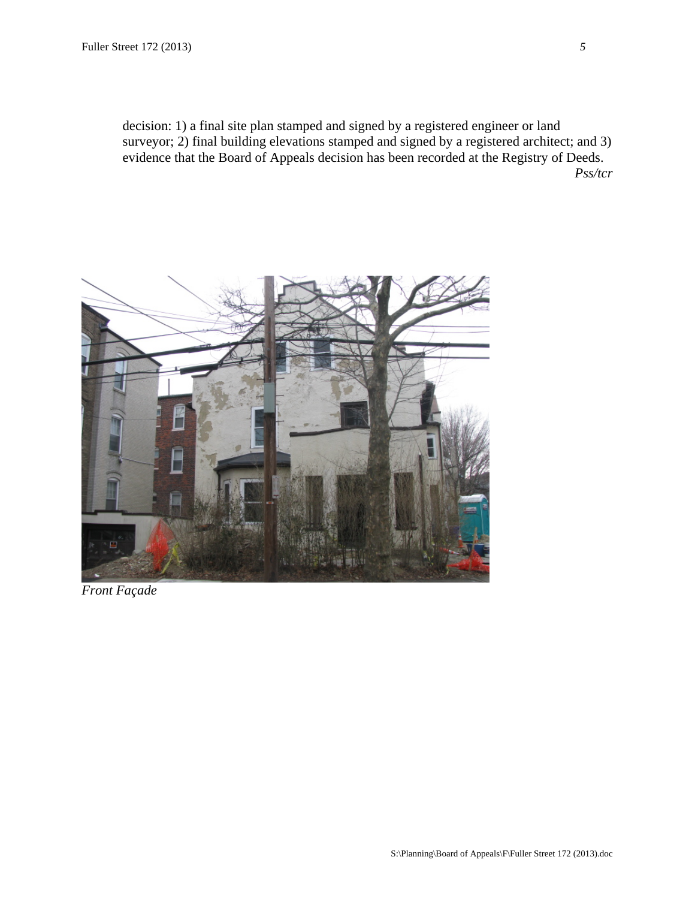decision: 1) a final site plan stamped and signed by a registered engineer or land surveyor; 2) final building elevations stamped and signed by a registered architect; and 3) evidence that the Board of Appeals decision has been recorded at the Registry of Deeds.

*Pss/tcr*

*Front Façade*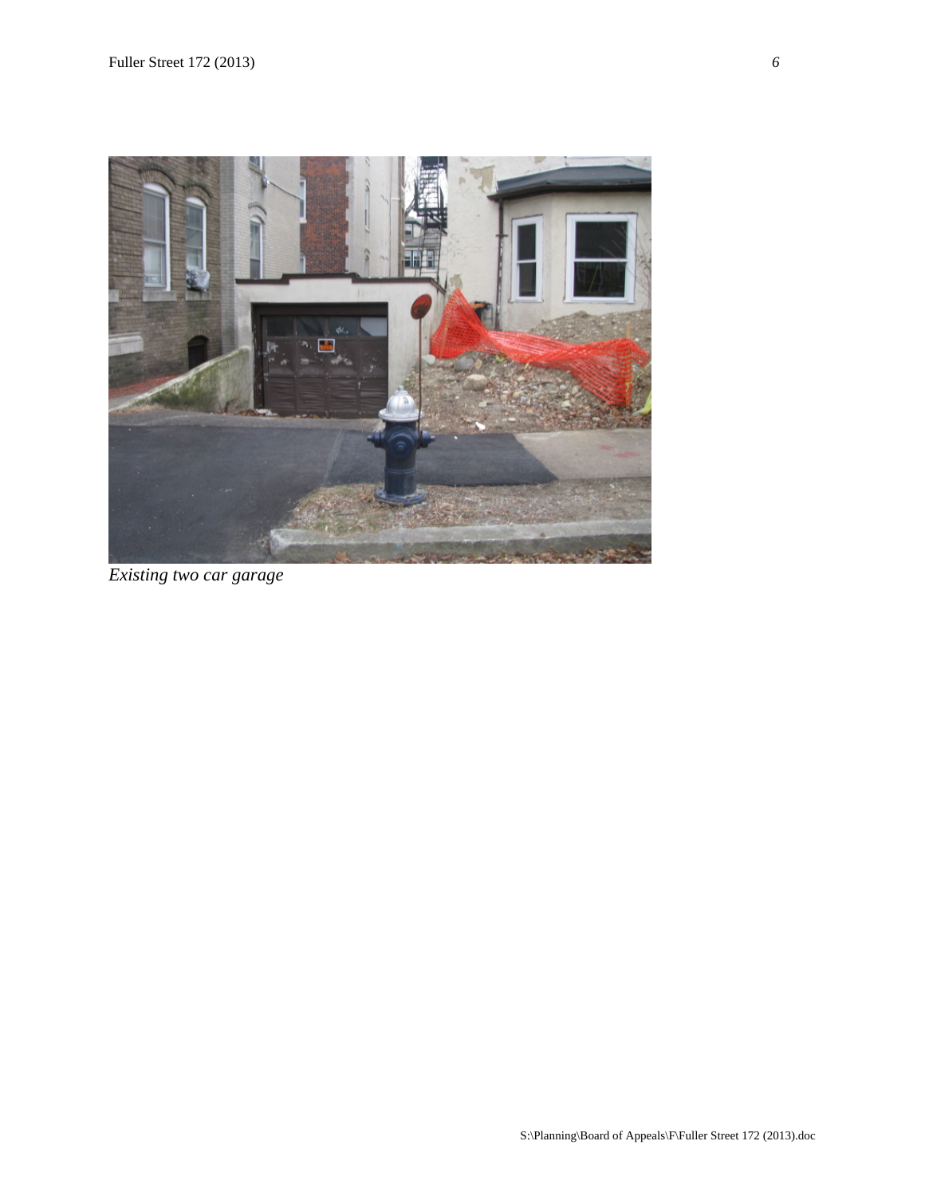*Existing two car garage*